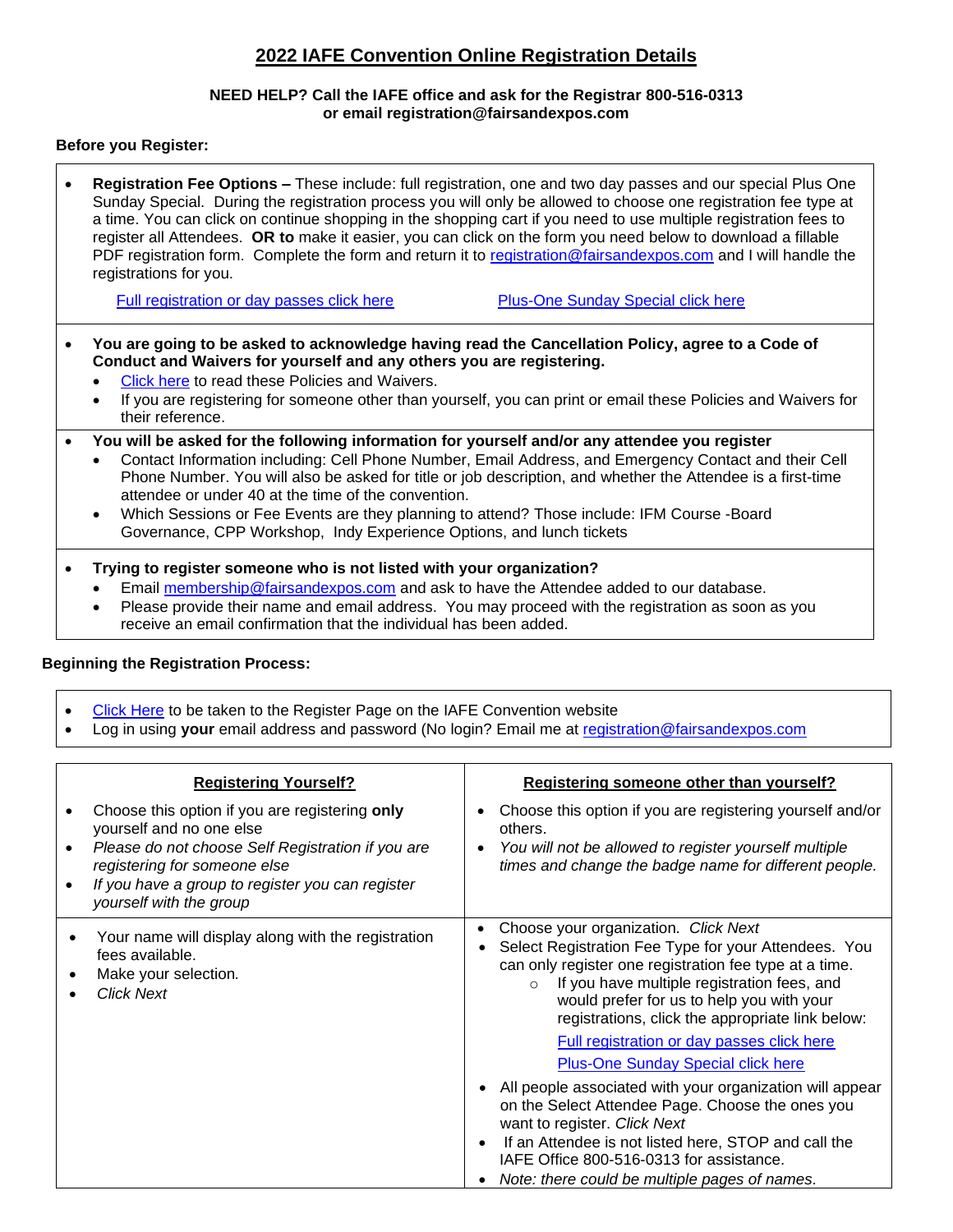# 2022 IAFE Convention Online Registration Details

**NEED HELP? Call the IAFE office and ask for the Registrar 800-516-0313**
**or email registration@fairsandexpos.com**

**Before you Register:**

- **Registration Fee Options –** These include: full registration, one and two day passes and our special Plus One Sunday Special. During the registration process you will only be allowed to choose one registration fee type at a time. You can click on continue shopping in the shopping cart if you need to use multiple registration fees to register all Attendees. **OR to** make it easier, you can click on the form you need below to download a fillable PDF registration form. Complete the form and return it to registration@fairsandexpos.com and I will handle the registrations for you.

  Full registration or day passes click here          Plus-One Sunday Special click here

- **You are going to be asked to acknowledge having read the Cancellation Policy, agree to a Code of Conduct and Waivers for yourself and any others you are registering.**
  - Click here to read these Policies and Waivers.
  - If you are registering for someone other than yourself, you can print or email these Policies and Waivers for their reference.

- **You will be asked for the following information for yourself and/or any attendee you register**
  - Contact Information including: Cell Phone Number, Email Address, and Emergency Contact and their Cell Phone Number. You will also be asked for title or job description, and whether the Attendee is a first-time attendee or under 40 at the time of the convention.
  - Which Sessions or Fee Events are they planning to attend? Those include: IFM Course -Board Governance, CPP Workshop, Indy Experience Options, and lunch tickets

- **Trying to register someone who is not listed with your organization?**
  - Email membership@fairsandexpos.com and ask to have the Attendee added to our database.
  - Please provide their name and email address. You may proceed with the registration as soon as you receive an email confirmation that the individual has been added.

**Beginning the Registration Process:**

- Click Here to be taken to the Register Page on the IAFE Convention website
- Log in using **your** email address and password (No login? Email me at registration@fairsandexpos.com

| Registering Yourself? | Registering someone other than yourself? |
|---|---|
| • Choose this option if you are registering **only** yourself and no one else<br>• *Please do not choose Self Registration if you are registering for someone else*<br>• *If you have a group to register you can register yourself with the group* | • Choose this option if you are registering yourself and/or others.<br>• *You will not be allowed to register yourself multiple times and change the badge name for different people.* |
| • Your name will display along with the registration fees available.<br>• Make your selection.<br>• *Click Next* | • Choose your organization. *Click Next*<br>• Select Registration Fee Type for your Attendees. You can only register one registration fee type at a time.<br>  ○ If you have multiple registration fees, and would prefer for us to help you with your registrations, click the appropriate link below:<br>  Full registration or day passes click here<br>  Plus-One Sunday Special click here<br>• All people associated with your organization will appear on the Select Attendee Page. Choose the ones you want to register. *Click Next*<br>• If an Attendee is not listed here, STOP and call the IAFE Office 800-516-0313 for assistance.<br>• *Note: there could be multiple pages of names.* |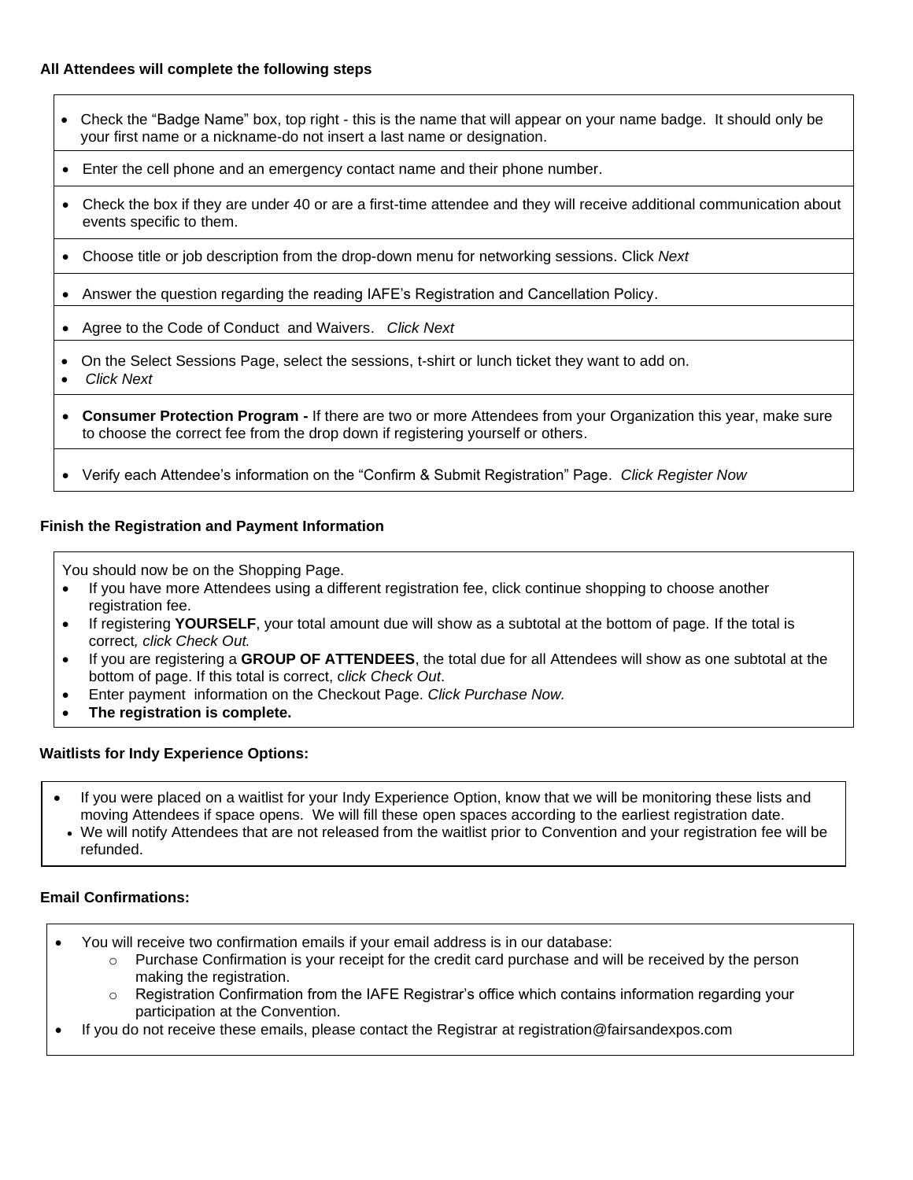**All Attendees will complete the following steps**

- Check the "Badge Name" box, top right - this is the name that will appear on your name badge. It should only be your first name or a nickname-do not insert a last name or designation.
- Enter the cell phone and an emergency contact name and their phone number.
- Check the box if they are under 40 or are a first-time attendee and they will receive additional communication about events specific to them.
- Choose title or job description from the drop-down menu for networking sessions. Click *Next*
- Answer the question regarding the reading IAFE's Registration and Cancellation Policy.
- Agree to the Code of Conduct and Waivers. *Click Next*
- On the Select Sessions Page, select the sessions, t-shirt or lunch ticket they want to add on.
- *Click Next*
- **Consumer Protection Program -** If there are two or more Attendees from your Organization this year, make sure to choose the correct fee from the drop down if registering yourself or others.
- Verify each Attendee's information on the "Confirm & Submit Registration" Page. *Click Register Now*

**Finish the Registration and Payment Information**

You should now be on the Shopping Page.

- If you have more Attendees using a different registration fee, click continue shopping to choose another registration fee.
- If registering **YOURSELF**, your total amount due will show as a subtotal at the bottom of page. If the total is correct*, click Check Out.*
- If you are registering a **GROUP OF ATTENDEES**, the total due for all Attendees will show as one subtotal at the bottom of page. If this total is correct, c*lick Check Out*.
- Enter payment information on the Checkout Page. *Click Purchase Now.*
- **The registration is complete.**

**Waitlists for Indy Experience Options:**

- If you were placed on a waitlist for your Indy Experience Option, know that we will be monitoring these lists and moving Attendees if space opens. We will fill these open spaces according to the earliest registration date.
- We will notify Attendees that are not released from the waitlist prior to Convention and your registration fee will be refunded.

**Email Confirmations:**

- You will receive two confirmation emails if your email address is in our database:
  - Purchase Confirmation is your receipt for the credit card purchase and will be received by the person making the registration.
  - Registration Confirmation from the IAFE Registrar's office which contains information regarding your participation at the Convention.
- If you do not receive these emails, please contact the Registrar at registration@fairsandexpos.com